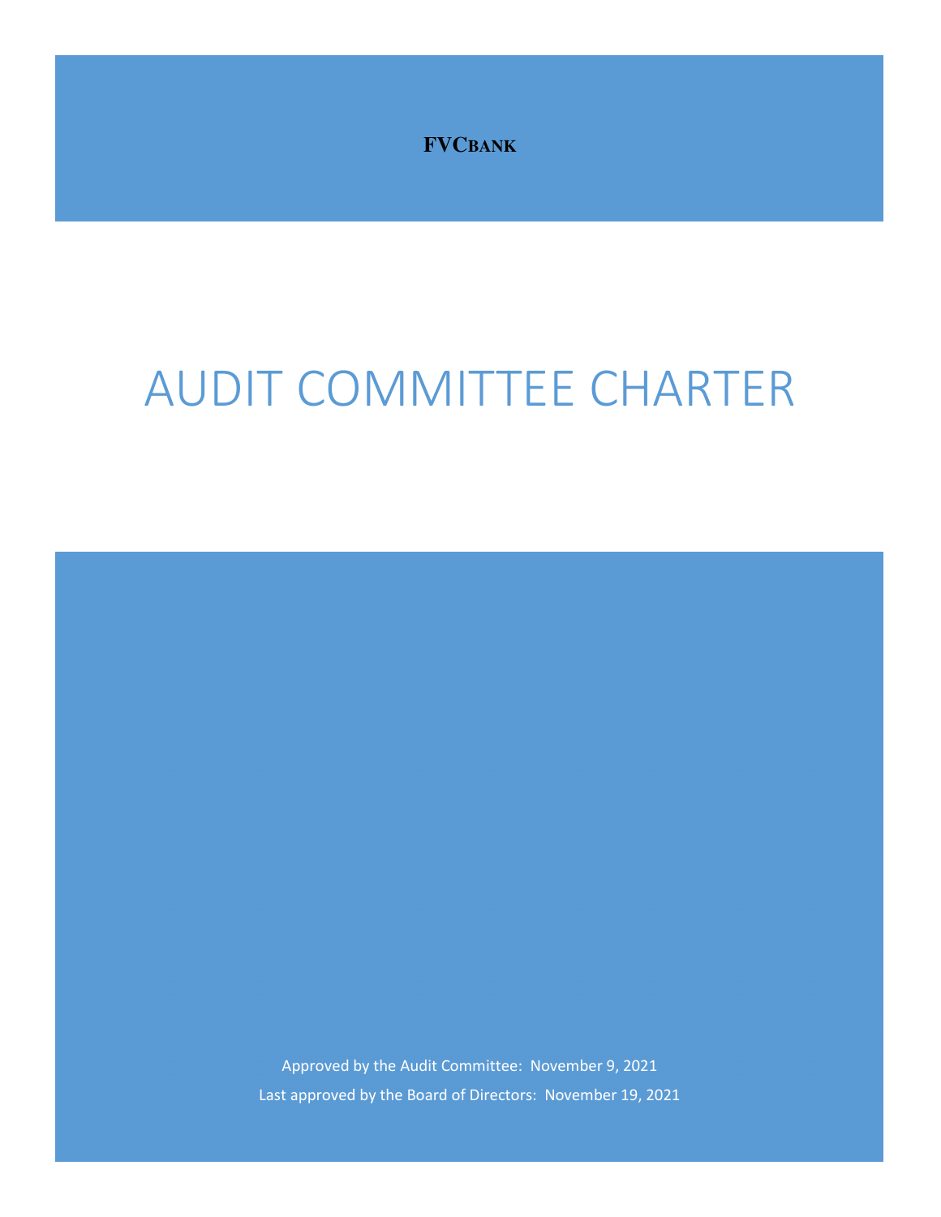**FVCBANK**

# AUDIT COMMITTEE CHARTER

Approved by the Audit Committee: November 9, 2021

Last approved by the Board of Directors: November 19, 2021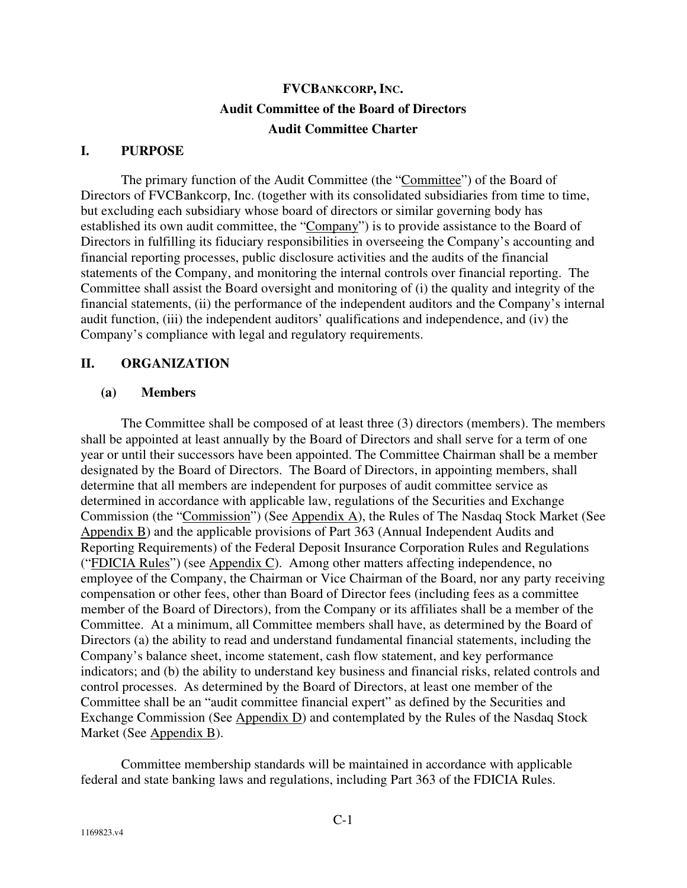# FVCBANKCORP, INC.
## Audit Committee of the Board of Directors
## Audit Committee Charter

## I. PURPOSE

The primary function of the Audit Committee (the "Committee") of the Board of Directors of FVCBankcorp, Inc. (together with its consolidated subsidiaries from time to time, but excluding each subsidiary whose board of directors or similar governing body has established its own audit committee, the "Company") is to provide assistance to the Board of Directors in fulfilling its fiduciary responsibilities in overseeing the Company's accounting and financial reporting processes, public disclosure activities and the audits of the financial statements of the Company, and monitoring the internal controls over financial reporting. The Committee shall assist the Board oversight and monitoring of (i) the quality and integrity of the financial statements, (ii) the performance of the independent auditors and the Company's internal audit function, (iii) the independent auditors' qualifications and independence, and (iv) the Company's compliance with legal and regulatory requirements.

## II. ORGANIZATION

### (a) Members

The Committee shall be composed of at least three (3) directors (members). The members shall be appointed at least annually by the Board of Directors and shall serve for a term of one year or until their successors have been appointed. The Committee Chairman shall be a member designated by the Board of Directors. The Board of Directors, in appointing members, shall determine that all members are independent for purposes of audit committee service as determined in accordance with applicable law, regulations of the Securities and Exchange Commission (the "Commission") (See Appendix A), the Rules of The Nasdaq Stock Market (See Appendix B) and the applicable provisions of Part 363 (Annual Independent Audits and Reporting Requirements) of the Federal Deposit Insurance Corporation Rules and Regulations ("FDICIA Rules") (see Appendix C). Among other matters affecting independence, no employee of the Company, the Chairman or Vice Chairman of the Board, nor any party receiving compensation or other fees, other than Board of Director fees (including fees as a committee member of the Board of Directors), from the Company or its affiliates shall be a member of the Committee. At a minimum, all Committee members shall have, as determined by the Board of Directors (a) the ability to read and understand fundamental financial statements, including the Company's balance sheet, income statement, cash flow statement, and key performance indicators; and (b) the ability to understand key business and financial risks, related controls and control processes. As determined by the Board of Directors, at least one member of the Committee shall be an "audit committee financial expert" as defined by the Securities and Exchange Commission (See Appendix D) and contemplated by the Rules of the Nasdaq Stock Market (See Appendix B).

Committee membership standards will be maintained in accordance with applicable federal and state banking laws and regulations, including Part 363 of the FDICIA Rules.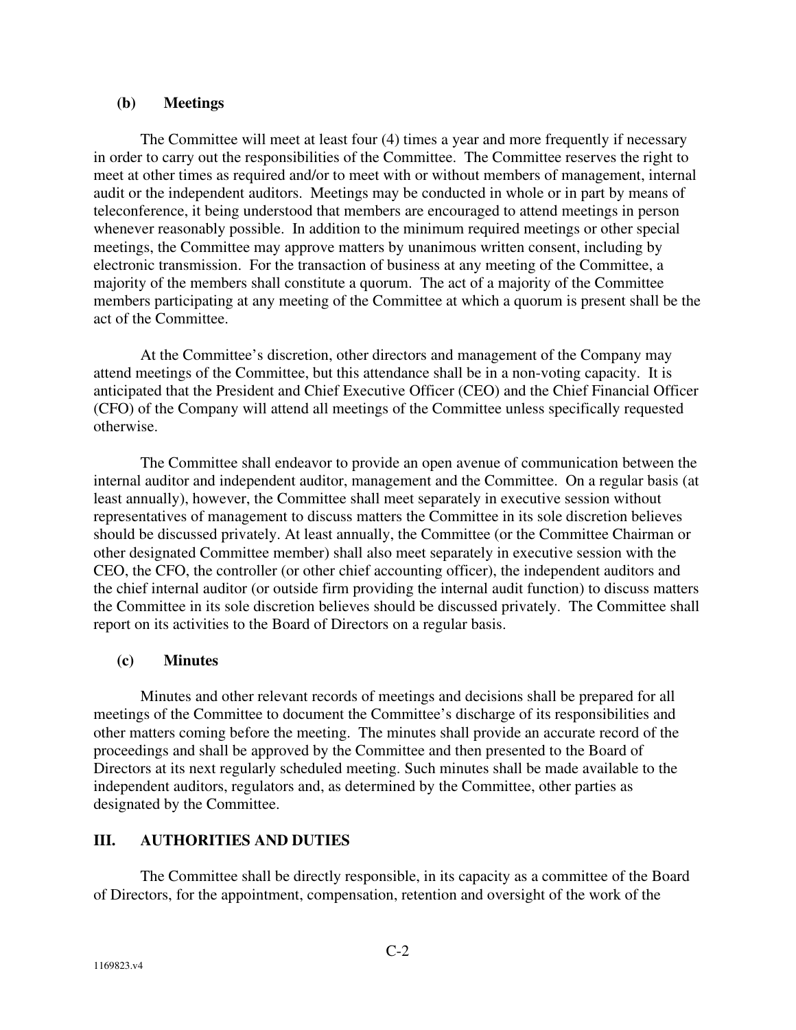### (b) Meetings

The Committee will meet at least four (4) times a year and more frequently if necessary in order to carry out the responsibilities of the Committee. The Committee reserves the right to meet at other times as required and/or to meet with or without members of management, internal audit or the independent auditors. Meetings may be conducted in whole or in part by means of teleconference, it being understood that members are encouraged to attend meetings in person whenever reasonably possible. In addition to the minimum required meetings or other special meetings, the Committee may approve matters by unanimous written consent, including by electronic transmission. For the transaction of business at any meeting of the Committee, a majority of the members shall constitute a quorum. The act of a majority of the Committee members participating at any meeting of the Committee at which a quorum is present shall be the act of the Committee.

At the Committee's discretion, other directors and management of the Company may attend meetings of the Committee, but this attendance shall be in a non-voting capacity. It is anticipated that the President and Chief Executive Officer (CEO) and the Chief Financial Officer (CFO) of the Company will attend all meetings of the Committee unless specifically requested otherwise.

The Committee shall endeavor to provide an open avenue of communication between the internal auditor and independent auditor, management and the Committee. On a regular basis (at least annually), however, the Committee shall meet separately in executive session without representatives of management to discuss matters the Committee in its sole discretion believes should be discussed privately. At least annually, the Committee (or the Committee Chairman or other designated Committee member) shall also meet separately in executive session with the CEO, the CFO, the controller (or other chief accounting officer), the independent auditors and the chief internal auditor (or outside firm providing the internal audit function) to discuss matters the Committee in its sole discretion believes should be discussed privately. The Committee shall report on its activities to the Board of Directors on a regular basis.

### (c) Minutes

Minutes and other relevant records of meetings and decisions shall be prepared for all meetings of the Committee to document the Committee's discharge of its responsibilities and other matters coming before the meeting. The minutes shall provide an accurate record of the proceedings and shall be approved by the Committee and then presented to the Board of Directors at its next regularly scheduled meeting. Such minutes shall be made available to the independent auditors, regulators and, as determined by the Committee, other parties as designated by the Committee.

## III. AUTHORITIES AND DUTIES

The Committee shall be directly responsible, in its capacity as a committee of the Board of Directors, for the appointment, compensation, retention and oversight of the work of the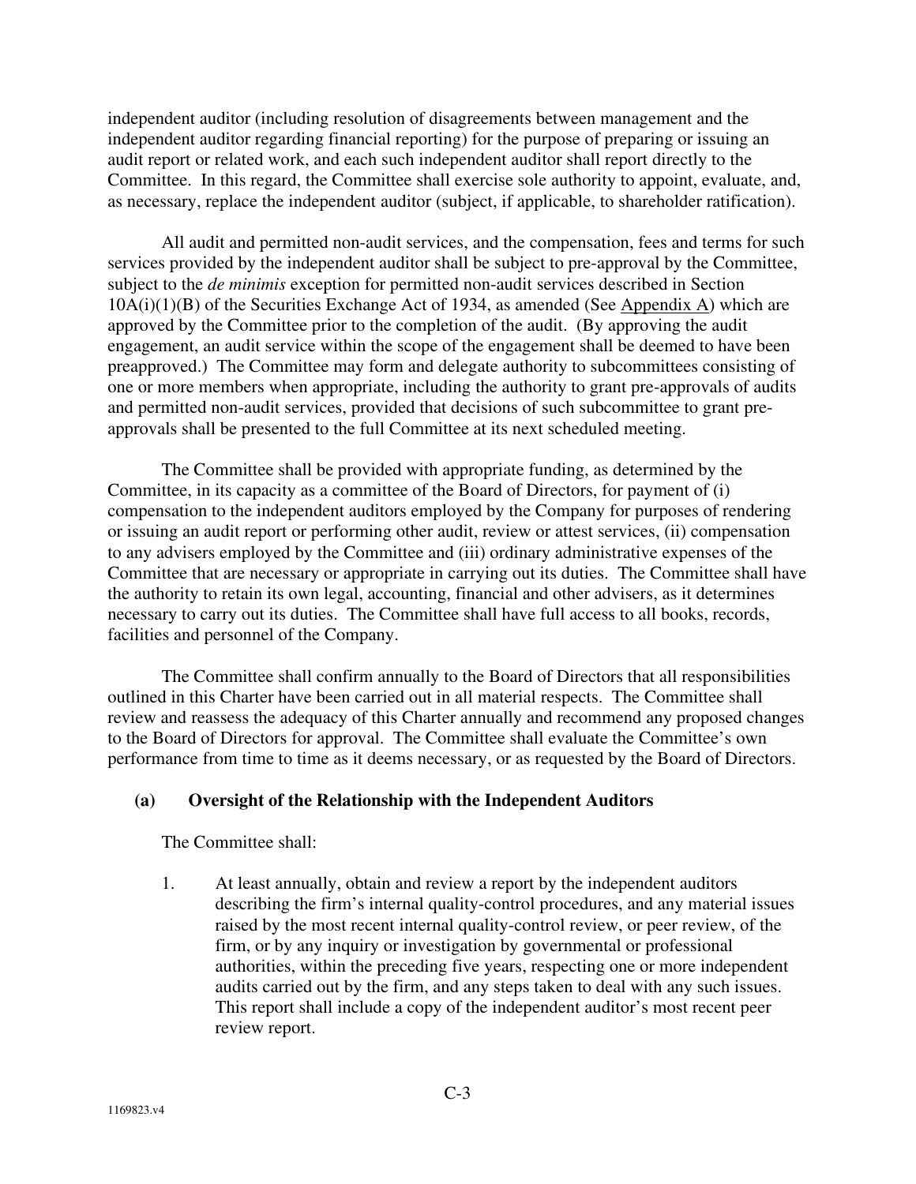independent auditor (including resolution of disagreements between management and the independent auditor regarding financial reporting) for the purpose of preparing or issuing an audit report or related work, and each such independent auditor shall report directly to the Committee. In this regard, the Committee shall exercise sole authority to appoint, evaluate, and, as necessary, replace the independent auditor (subject, if applicable, to shareholder ratification).

All audit and permitted non-audit services, and the compensation, fees and terms for such services provided by the independent auditor shall be subject to pre-approval by the Committee, subject to the *de minimis* exception for permitted non-audit services described in Section 10A(i)(1)(B) of the Securities Exchange Act of 1934, as amended (See Appendix A) which are approved by the Committee prior to the completion of the audit. (By approving the audit engagement, an audit service within the scope of the engagement shall be deemed to have been preapproved.) The Committee may form and delegate authority to subcommittees consisting of one or more members when appropriate, including the authority to grant pre-approvals of audits and permitted non-audit services, provided that decisions of such subcommittee to grant pre-approvals shall be presented to the full Committee at its next scheduled meeting.

The Committee shall be provided with appropriate funding, as determined by the Committee, in its capacity as a committee of the Board of Directors, for payment of (i) compensation to the independent auditors employed by the Company for purposes of rendering or issuing an audit report or performing other audit, review or attest services, (ii) compensation to any advisers employed by the Committee and (iii) ordinary administrative expenses of the Committee that are necessary or appropriate in carrying out its duties. The Committee shall have the authority to retain its own legal, accounting, financial and other advisers, as it determines necessary to carry out its duties. The Committee shall have full access to all books, records, facilities and personnel of the Company.

The Committee shall confirm annually to the Board of Directors that all responsibilities outlined in this Charter have been carried out in all material respects. The Committee shall review and reassess the adequacy of this Charter annually and recommend any proposed changes to the Board of Directors for approval. The Committee shall evaluate the Committee's own performance from time to time as it deems necessary, or as requested by the Board of Directors.

**(a) Oversight of the Relationship with the Independent Auditors**

The Committee shall:

1. At least annually, obtain and review a report by the independent auditors describing the firm's internal quality-control procedures, and any material issues raised by the most recent internal quality-control review, or peer review, of the firm, or by any inquiry or investigation by governmental or professional authorities, within the preceding five years, respecting one or more independent audits carried out by the firm, and any steps taken to deal with any such issues. This report shall include a copy of the independent auditor's most recent peer review report.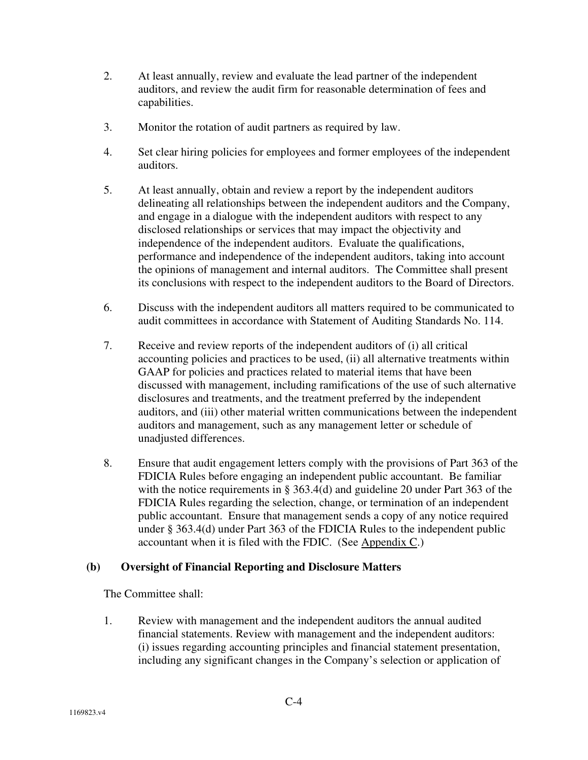2. At least annually, review and evaluate the lead partner of the independent auditors, and review the audit firm for reasonable determination of fees and capabilities.

3. Monitor the rotation of audit partners as required by law.

4. Set clear hiring policies for employees and former employees of the independent auditors.

5. At least annually, obtain and review a report by the independent auditors delineating all relationships between the independent auditors and the Company, and engage in a dialogue with the independent auditors with respect to any disclosed relationships or services that may impact the objectivity and independence of the independent auditors. Evaluate the qualifications, performance and independence of the independent auditors, taking into account the opinions of management and internal auditors. The Committee shall present its conclusions with respect to the independent auditors to the Board of Directors.

6. Discuss with the independent auditors all matters required to be communicated to audit committees in accordance with Statement of Auditing Standards No. 114.

7. Receive and review reports of the independent auditors of (i) all critical accounting policies and practices to be used, (ii) all alternative treatments within GAAP for policies and practices related to material items that have been discussed with management, including ramifications of the use of such alternative disclosures and treatments, and the treatment preferred by the independent auditors, and (iii) other material written communications between the independent auditors and management, such as any management letter or schedule of unadjusted differences.

8. Ensure that audit engagement letters comply with the provisions of Part 363 of the FDICIA Rules before engaging an independent public accountant. Be familiar with the notice requirements in § 363.4(d) and guideline 20 under Part 363 of the FDICIA Rules regarding the selection, change, or termination of an independent public accountant. Ensure that management sends a copy of any notice required under § 363.4(d) under Part 363 of the FDICIA Rules to the independent public accountant when it is filed with the FDIC. (See Appendix C.)

**(b) Oversight of Financial Reporting and Disclosure Matters**

The Committee shall:

1. Review with management and the independent auditors the annual audited financial statements. Review with management and the independent auditors: (i) issues regarding accounting principles and financial statement presentation, including any significant changes in the Company's selection or application of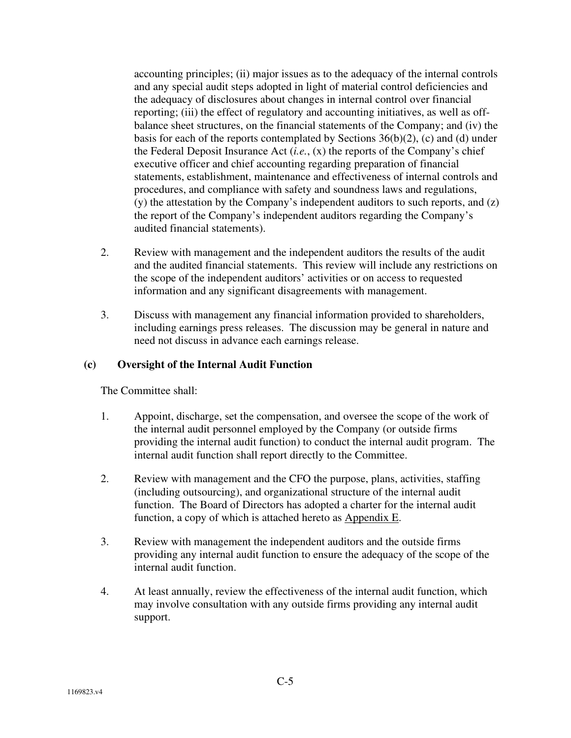accounting principles; (ii) major issues as to the adequacy of the internal controls and any special audit steps adopted in light of material control deficiencies and the adequacy of disclosures about changes in internal control over financial reporting; (iii) the effect of regulatory and accounting initiatives, as well as off-balance sheet structures, on the financial statements of the Company; and (iv) the basis for each of the reports contemplated by Sections 36(b)(2), (c) and (d) under the Federal Deposit Insurance Act (*i.e.*, (x) the reports of the Company's chief executive officer and chief accounting regarding preparation of financial statements, establishment, maintenance and effectiveness of internal controls and procedures, and compliance with safety and soundness laws and regulations, (y) the attestation by the Company's independent auditors to such reports, and (z) the report of the Company's independent auditors regarding the Company's audited financial statements).

2. Review with management and the independent auditors the results of the audit and the audited financial statements. This review will include any restrictions on the scope of the independent auditors' activities or on access to requested information and any significant disagreements with management.

3. Discuss with management any financial information provided to shareholders, including earnings press releases. The discussion may be general in nature and need not discuss in advance each earnings release.

### (c) Oversight of the Internal Audit Function

The Committee shall:

1. Appoint, discharge, set the compensation, and oversee the scope of the work of the internal audit personnel employed by the Company (or outside firms providing the internal audit function) to conduct the internal audit program. The internal audit function shall report directly to the Committee.

2. Review with management and the CFO the purpose, plans, activities, staffing (including outsourcing), and organizational structure of the internal audit function. The Board of Directors has adopted a charter for the internal audit function, a copy of which is attached hereto as Appendix E.

3. Review with management the independent auditors and the outside firms providing any internal audit function to ensure the adequacy of the scope of the internal audit function.

4. At least annually, review the effectiveness of the internal audit function, which may involve consultation with any outside firms providing any internal audit support.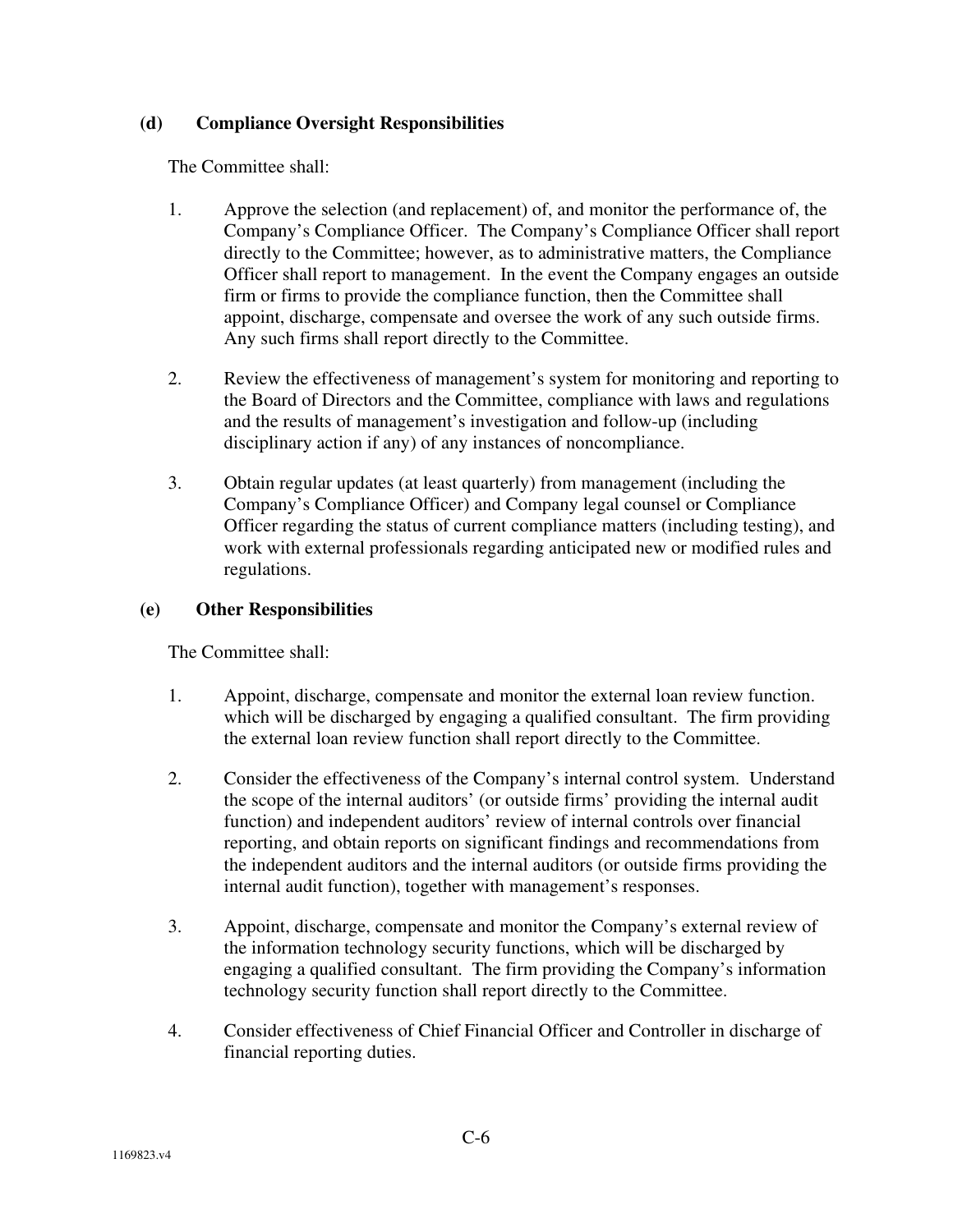**(d) Compliance Oversight Responsibilities**

The Committee shall:

1. Approve the selection (and replacement) of, and monitor the performance of, the Company's Compliance Officer. The Company's Compliance Officer shall report directly to the Committee; however, as to administrative matters, the Compliance Officer shall report to management. In the event the Company engages an outside firm or firms to provide the compliance function, then the Committee shall appoint, discharge, compensate and oversee the work of any such outside firms. Any such firms shall report directly to the Committee.

2. Review the effectiveness of management's system for monitoring and reporting to the Board of Directors and the Committee, compliance with laws and regulations and the results of management's investigation and follow-up (including disciplinary action if any) of any instances of noncompliance.

3. Obtain regular updates (at least quarterly) from management (including the Company's Compliance Officer) and Company legal counsel or Compliance Officer regarding the status of current compliance matters (including testing), and work with external professionals regarding anticipated new or modified rules and regulations.

**(e) Other Responsibilities**

The Committee shall:

1. Appoint, discharge, compensate and monitor the external loan review function. which will be discharged by engaging a qualified consultant. The firm providing the external loan review function shall report directly to the Committee.

2. Consider the effectiveness of the Company's internal control system. Understand the scope of the internal auditors' (or outside firms' providing the internal audit function) and independent auditors' review of internal controls over financial reporting, and obtain reports on significant findings and recommendations from the independent auditors and the internal auditors (or outside firms providing the internal audit function), together with management's responses.

3. Appoint, discharge, compensate and monitor the Company's external review of the information technology security functions, which will be discharged by engaging a qualified consultant. The firm providing the Company's information technology security function shall report directly to the Committee.

4. Consider effectiveness of Chief Financial Officer and Controller in discharge of financial reporting duties.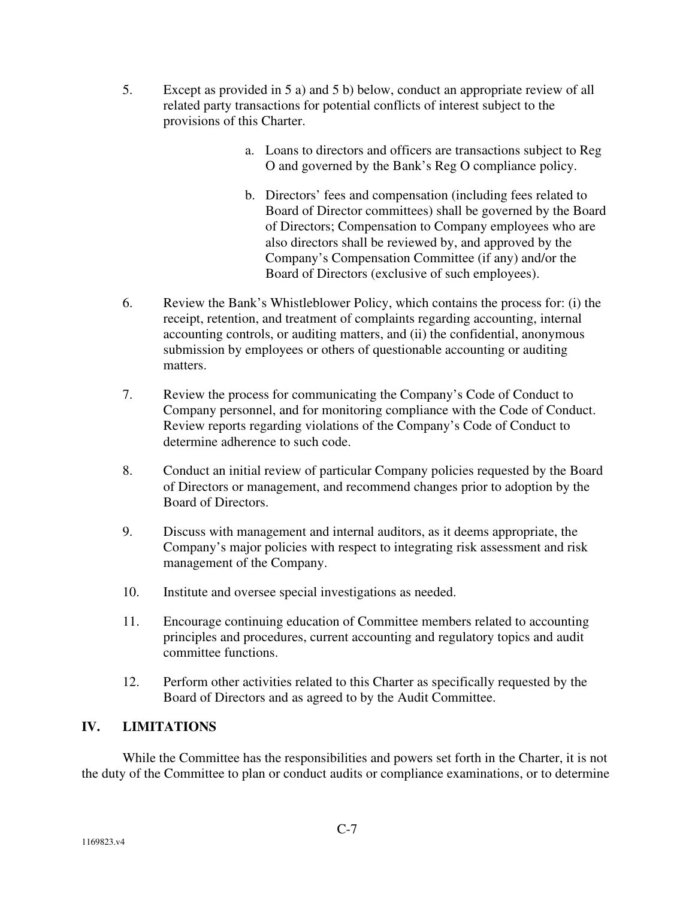5. Except as provided in 5 a) and 5 b) below, conduct an appropriate review of all related party transactions for potential conflicts of interest subject to the provisions of this Charter.

   a. Loans to directors and officers are transactions subject to Reg O and governed by the Bank's Reg O compliance policy.

   b. Directors' fees and compensation (including fees related to Board of Director committees) shall be governed by the Board of Directors; Compensation to Company employees who are also directors shall be reviewed by, and approved by the Company's Compensation Committee (if any) and/or the Board of Directors (exclusive of such employees).

6. Review the Bank's Whistleblower Policy, which contains the process for: (i) the receipt, retention, and treatment of complaints regarding accounting, internal accounting controls, or auditing matters, and (ii) the confidential, anonymous submission by employees or others of questionable accounting or auditing matters.

7. Review the process for communicating the Company's Code of Conduct to Company personnel, and for monitoring compliance with the Code of Conduct. Review reports regarding violations of the Company's Code of Conduct to determine adherence to such code.

8. Conduct an initial review of particular Company policies requested by the Board of Directors or management, and recommend changes prior to adoption by the Board of Directors.

9. Discuss with management and internal auditors, as it deems appropriate, the Company's major policies with respect to integrating risk assessment and risk management of the Company.

10. Institute and oversee special investigations as needed.

11. Encourage continuing education of Committee members related to accounting principles and procedures, current accounting and regulatory topics and audit committee functions.

12. Perform other activities related to this Charter as specifically requested by the Board of Directors and as agreed to by the Audit Committee.

## IV. LIMITATIONS

While the Committee has the responsibilities and powers set forth in the Charter, it is not the duty of the Committee to plan or conduct audits or compliance examinations, or to determine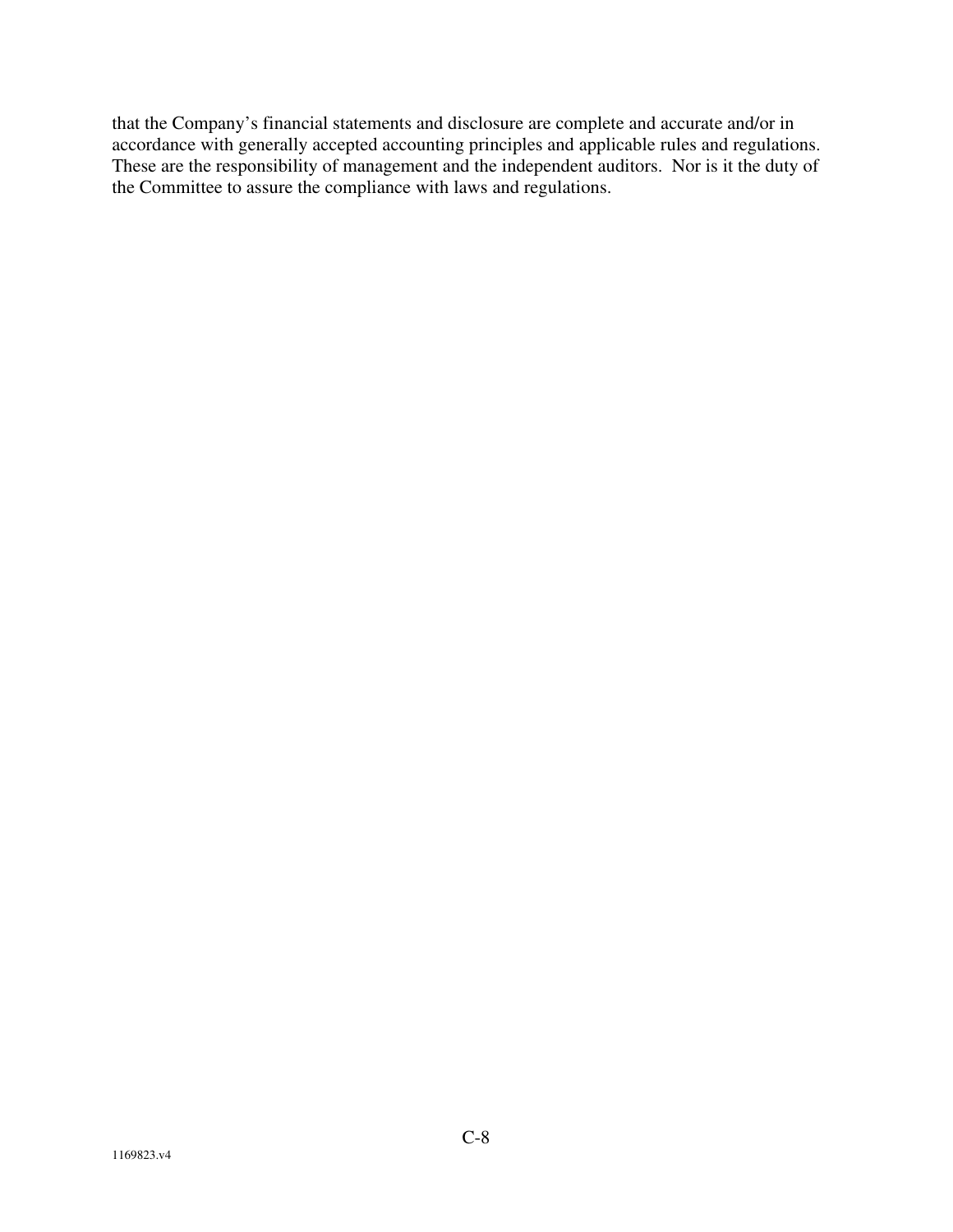that the Company's financial statements and disclosure are complete and accurate and/or in accordance with generally accepted accounting principles and applicable rules and regulations. These are the responsibility of management and the independent auditors. Nor is it the duty of the Committee to assure the compliance with laws and regulations.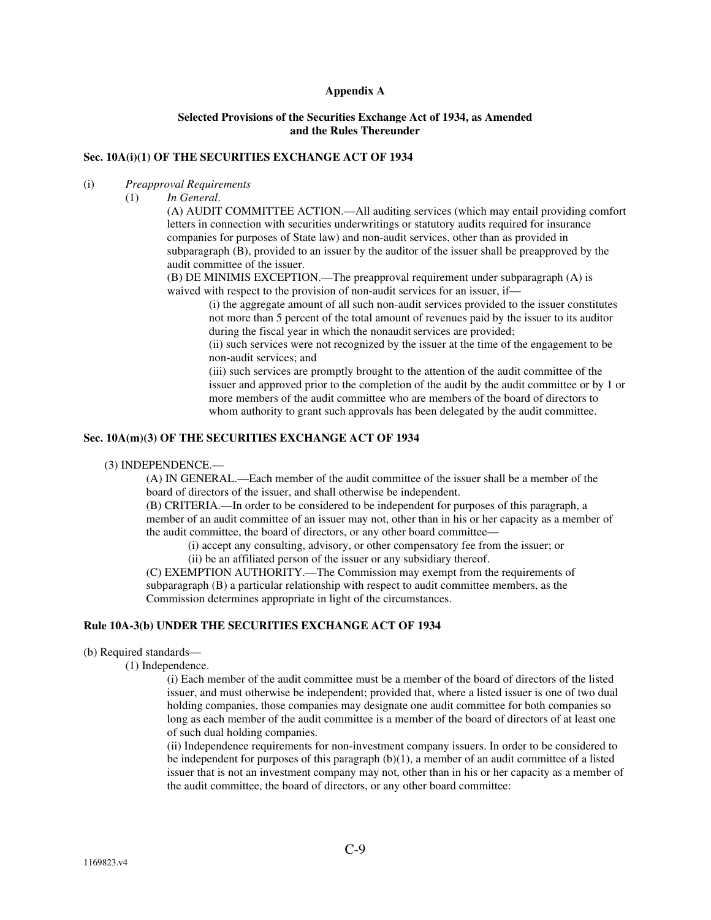**Appendix A**

**Selected Provisions of the Securities Exchange Act of 1934, as Amended and the Rules Thereunder**

**Sec. 10A(i)(1) OF THE SECURITIES EXCHANGE ACT OF 1934**

(i) *Preapproval Requirements*

(1) *In General*.

(A) AUDIT COMMITTEE ACTION.—All auditing services (which may entail providing comfort letters in connection with securities underwritings or statutory audits required for insurance companies for purposes of State law) and non-audit services, other than as provided in subparagraph (B), provided to an issuer by the auditor of the issuer shall be preapproved by the audit committee of the issuer.

(B) DE MINIMIS EXCEPTION.—The preapproval requirement under subparagraph (A) is waived with respect to the provision of non-audit services for an issuer, if—

(i) the aggregate amount of all such non-audit services provided to the issuer constitutes not more than 5 percent of the total amount of revenues paid by the issuer to its auditor during the fiscal year in which the nonaudit services are provided;

(ii) such services were not recognized by the issuer at the time of the engagement to be non-audit services; and

(iii) such services are promptly brought to the attention of the audit committee of the issuer and approved prior to the completion of the audit by the audit committee or by 1 or more members of the audit committee who are members of the board of directors to whom authority to grant such approvals has been delegated by the audit committee.

**Sec. 10A(m)(3) OF THE SECURITIES EXCHANGE ACT OF 1934**

(3) INDEPENDENCE.—

(A) IN GENERAL.—Each member of the audit committee of the issuer shall be a member of the board of directors of the issuer, and shall otherwise be independent.

(B) CRITERIA.—In order to be considered to be independent for purposes of this paragraph, a member of an audit committee of an issuer may not, other than in his or her capacity as a member of the audit committee, the board of directors, or any other board committee—

(i) accept any consulting, advisory, or other compensatory fee from the issuer; or

(ii) be an affiliated person of the issuer or any subsidiary thereof.

(C) EXEMPTION AUTHORITY.—The Commission may exempt from the requirements of subparagraph (B) a particular relationship with respect to audit committee members, as the Commission determines appropriate in light of the circumstances.

**Rule 10A-3(b) UNDER THE SECURITIES EXCHANGE ACT OF 1934**

(b) Required standards—

(1) Independence.

(i) Each member of the audit committee must be a member of the board of directors of the listed issuer, and must otherwise be independent; provided that, where a listed issuer is one of two dual holding companies, those companies may designate one audit committee for both companies so long as each member of the audit committee is a member of the board of directors of at least one of such dual holding companies.

(ii) Independence requirements for non-investment company issuers. In order to be considered to be independent for purposes of this paragraph (b)(1), a member of an audit committee of a listed issuer that is not an investment company may not, other than in his or her capacity as a member of the audit committee, the board of directors, or any other board committee: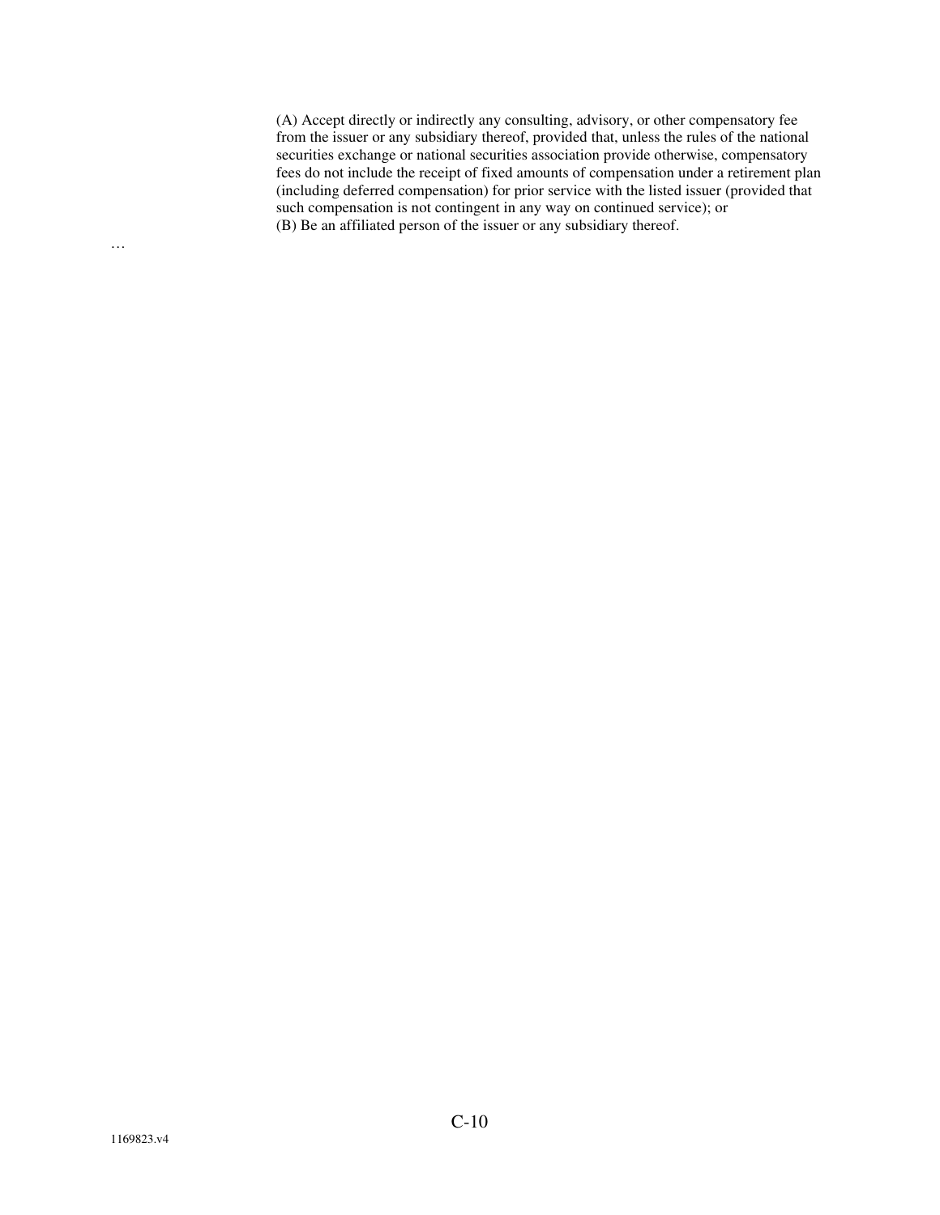(A) Accept directly or indirectly any consulting, advisory, or other compensatory fee from the issuer or any subsidiary thereof, provided that, unless the rules of the national securities exchange or national securities association provide otherwise, compensatory fees do not include the receipt of fixed amounts of compensation under a retirement plan (including deferred compensation) for prior service with the listed issuer (provided that such compensation is not contingent in any way on continued service); or

(B) Be an affiliated person of the issuer or any subsidiary thereof.

…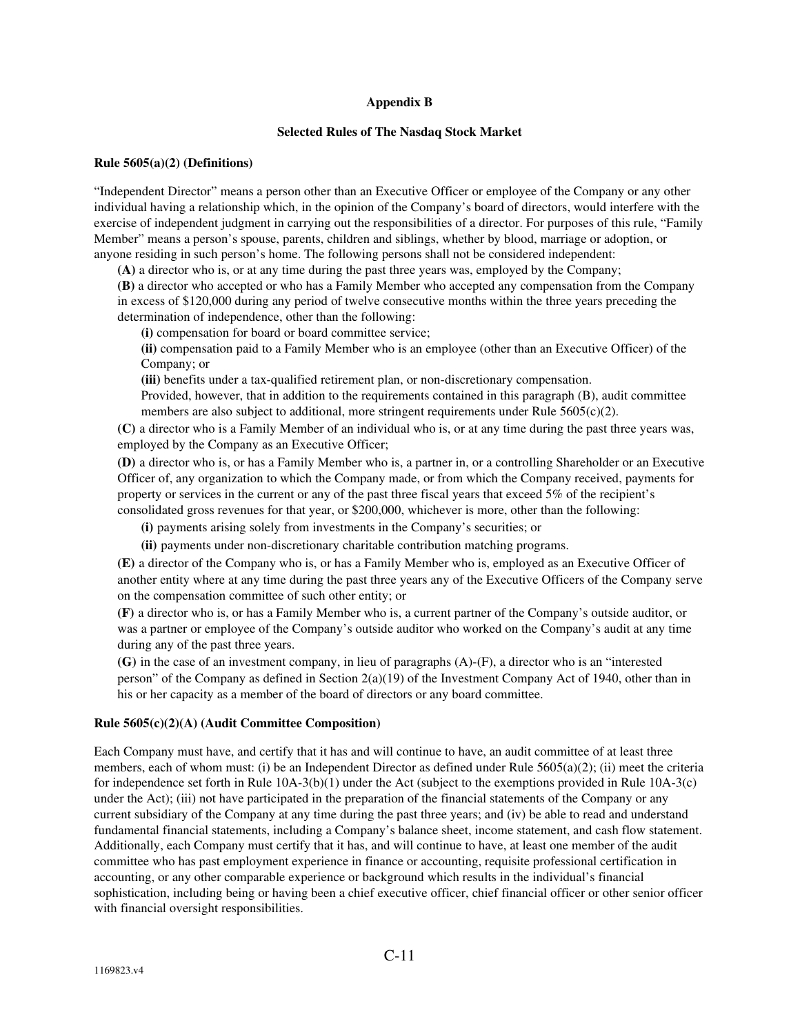## Appendix B

### Selected Rules of The Nasdaq Stock Market

**Rule 5605(a)(2) (Definitions)**

"Independent Director" means a person other than an Executive Officer or employee of the Company or any other individual having a relationship which, in the opinion of the Company's board of directors, would interfere with the exercise of independent judgment in carrying out the responsibilities of a director. For purposes of this rule, "Family Member" means a person's spouse, parents, children and siblings, whether by blood, marriage or adoption, or anyone residing in such person's home. The following persons shall not be considered independent:

**(A)** a director who is, or at any time during the past three years was, employed by the Company;

**(B)** a director who accepted or who has a Family Member who accepted any compensation from the Company in excess of $120,000 during any period of twelve consecutive months within the three years preceding the determination of independence, other than the following:

> **(i)** compensation for board or board committee service;
>
> **(ii)** compensation paid to a Family Member who is an employee (other than an Executive Officer) of the Company; or
>
> **(iii)** benefits under a tax-qualified retirement plan, or non-discretionary compensation.
>
> Provided, however, that in addition to the requirements contained in this paragraph (B), audit committee members are also subject to additional, more stringent requirements under Rule 5605(c)(2).

**(C)** a director who is a Family Member of an individual who is, or at any time during the past three years was, employed by the Company as an Executive Officer;

**(D)** a director who is, or has a Family Member who is, a partner in, or a controlling Shareholder or an Executive Officer of, any organization to which the Company made, or from which the Company received, payments for property or services in the current or any of the past three fiscal years that exceed 5% of the recipient's consolidated gross revenues for that year, or $200,000, whichever is more, other than the following:

> **(i)** payments arising solely from investments in the Company's securities; or
>
> **(ii)** payments under non-discretionary charitable contribution matching programs.

**(E)** a director of the Company who is, or has a Family Member who is, employed as an Executive Officer of another entity where at any time during the past three years any of the Executive Officers of the Company serve on the compensation committee of such other entity; or

**(F)** a director who is, or has a Family Member who is, a current partner of the Company's outside auditor, or was a partner or employee of the Company's outside auditor who worked on the Company's audit at any time during any of the past three years.

**(G)** in the case of an investment company, in lieu of paragraphs (A)-(F), a director who is an "interested person" of the Company as defined in Section 2(a)(19) of the Investment Company Act of 1940, other than in his or her capacity as a member of the board of directors or any board committee.

**Rule 5605(c)(2)(A) (Audit Committee Composition)**

Each Company must have, and certify that it has and will continue to have, an audit committee of at least three members, each of whom must: (i) be an Independent Director as defined under Rule 5605(a)(2); (ii) meet the criteria for independence set forth in Rule 10A-3(b)(1) under the Act (subject to the exemptions provided in Rule 10A-3(c) under the Act); (iii) not have participated in the preparation of the financial statements of the Company or any current subsidiary of the Company at any time during the past three years; and (iv) be able to read and understand fundamental financial statements, including a Company's balance sheet, income statement, and cash flow statement. Additionally, each Company must certify that it has, and will continue to have, at least one member of the audit committee who has past employment experience in finance or accounting, requisite professional certification in accounting, or any other comparable experience or background which results in the individual's financial sophistication, including being or having been a chief executive officer, chief financial officer or other senior officer with financial oversight responsibilities.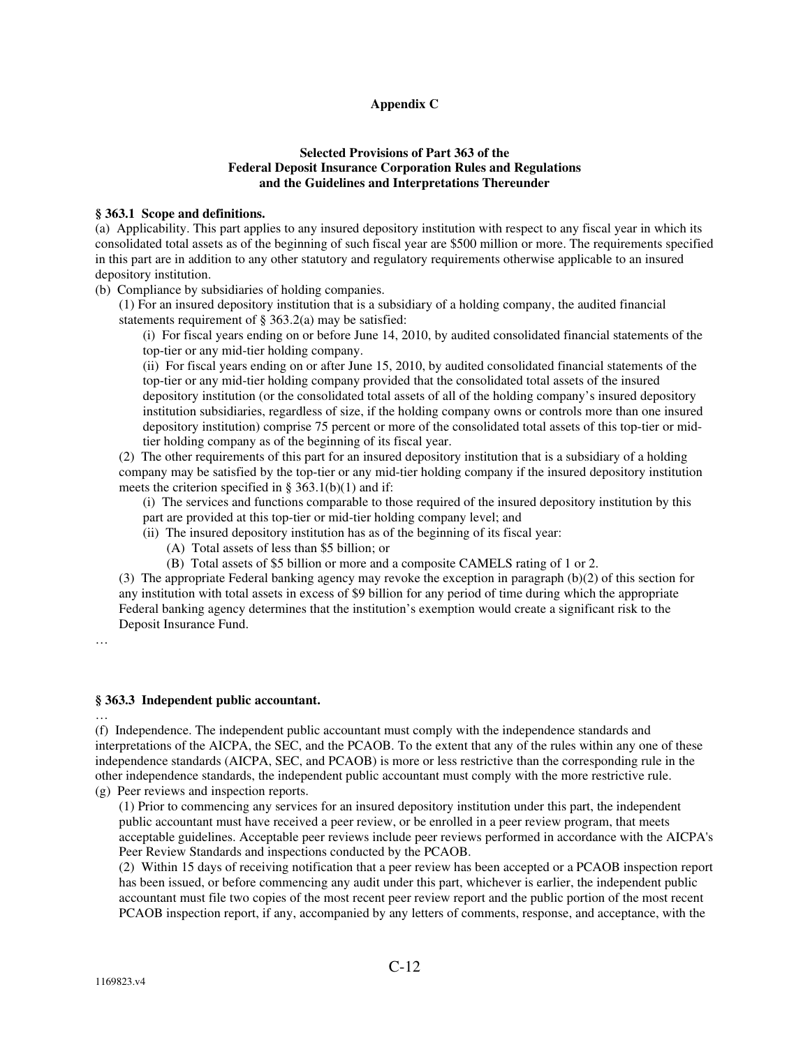## Appendix C

### Selected Provisions of Part 363 of the Federal Deposit Insurance Corporation Rules and Regulations and the Guidelines and Interpretations Thereunder

**§ 363.1 Scope and definitions.**

(a) Applicability. This part applies to any insured depository institution with respect to any fiscal year in which its consolidated total assets as of the beginning of such fiscal year are $500 million or more. The requirements specified in this part are in addition to any other statutory and regulatory requirements otherwise applicable to an insured depository institution.

(b) Compliance by subsidiaries of holding companies.

(1) For an insured depository institution that is a subsidiary of a holding company, the audited financial statements requirement of § 363.2(a) may be satisfied:

(i) For fiscal years ending on or before June 14, 2010, by audited consolidated financial statements of the top-tier or any mid-tier holding company.

(ii) For fiscal years ending on or after June 15, 2010, by audited consolidated financial statements of the top-tier or any mid-tier holding company provided that the consolidated total assets of the insured depository institution (or the consolidated total assets of all of the holding company's insured depository institution subsidiaries, regardless of size, if the holding company owns or controls more than one insured depository institution) comprise 75 percent or more of the consolidated total assets of this top-tier or mid-tier holding company as of the beginning of its fiscal year.

(2) The other requirements of this part for an insured depository institution that is a subsidiary of a holding company may be satisfied by the top-tier or any mid-tier holding company if the insured depository institution meets the criterion specified in § 363.1(b)(1) and if:

(i) The services and functions comparable to those required of the insured depository institution by this part are provided at this top-tier or mid-tier holding company level; and

(ii) The insured depository institution has as of the beginning of its fiscal year:

(A) Total assets of less than $5 billion; or

(B) Total assets of $5 billion or more and a composite CAMELS rating of 1 or 2.

(3) The appropriate Federal banking agency may revoke the exception in paragraph (b)(2) of this section for any institution with total assets in excess of $9 billion for any period of time during which the appropriate Federal banking agency determines that the institution's exemption would create a significant risk to the Deposit Insurance Fund.

…

**§ 363.3 Independent public accountant.**

…

(f) Independence. The independent public accountant must comply with the independence standards and interpretations of the AICPA, the SEC, and the PCAOB. To the extent that any of the rules within any one of these independence standards (AICPA, SEC, and PCAOB) is more or less restrictive than the corresponding rule in the other independence standards, the independent public accountant must comply with the more restrictive rule.

(g) Peer reviews and inspection reports.

(1) Prior to commencing any services for an insured depository institution under this part, the independent public accountant must have received a peer review, or be enrolled in a peer review program, that meets acceptable guidelines. Acceptable peer reviews include peer reviews performed in accordance with the AICPA's Peer Review Standards and inspections conducted by the PCAOB.

(2) Within 15 days of receiving notification that a peer review has been accepted or a PCAOB inspection report has been issued, or before commencing any audit under this part, whichever is earlier, the independent public accountant must file two copies of the most recent peer review report and the public portion of the most recent PCAOB inspection report, if any, accompanied by any letters of comments, response, and acceptance, with the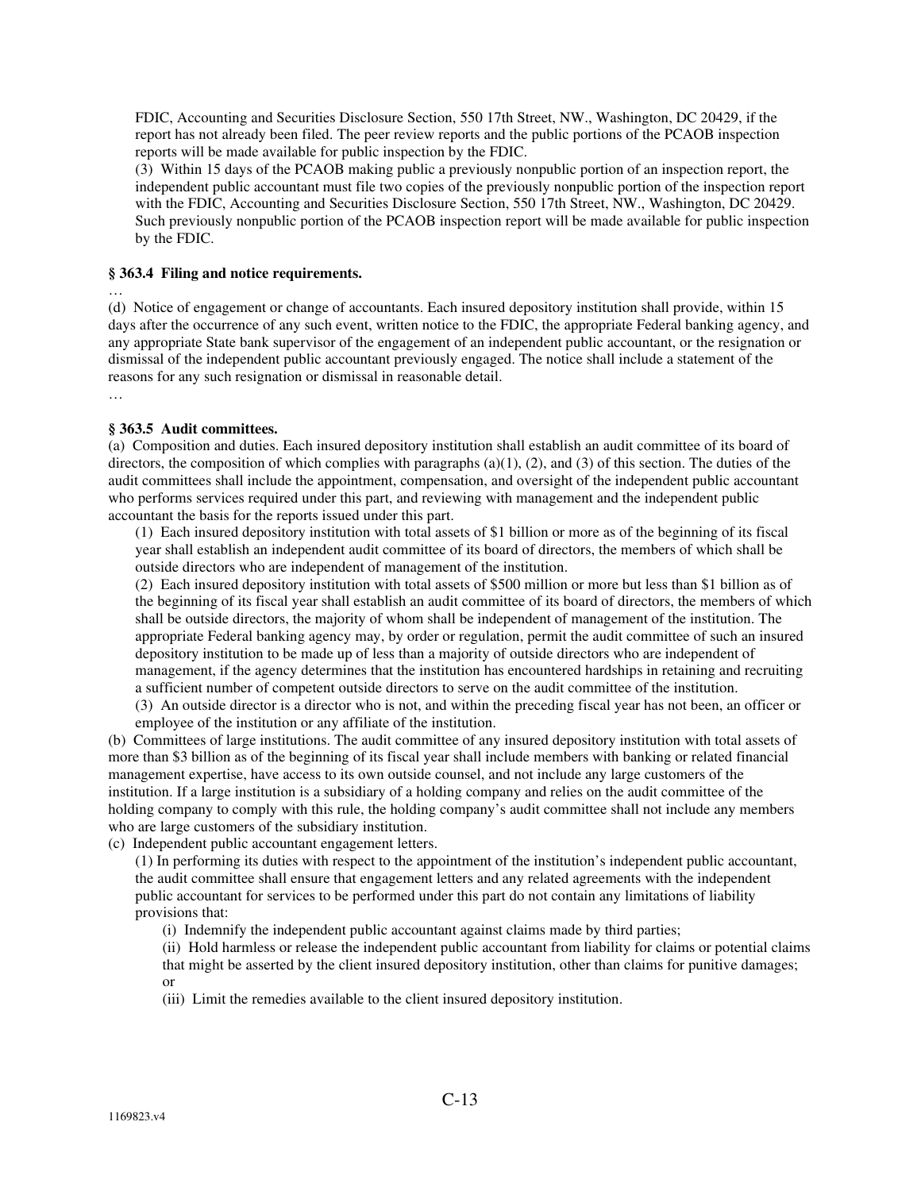FDIC, Accounting and Securities Disclosure Section, 550 17th Street, NW., Washington, DC 20429, if the report has not already been filed. The peer review reports and the public portions of the PCAOB inspection reports will be made available for public inspection by the FDIC.

(3) Within 15 days of the PCAOB making public a previously nonpublic portion of an inspection report, the independent public accountant must file two copies of the previously nonpublic portion of the inspection report with the FDIC, Accounting and Securities Disclosure Section, 550 17th Street, NW., Washington, DC 20429. Such previously nonpublic portion of the PCAOB inspection report will be made available for public inspection by the FDIC.

**§ 363.4 Filing and notice requirements.**

…

(d) Notice of engagement or change of accountants. Each insured depository institution shall provide, within 15 days after the occurrence of any such event, written notice to the FDIC, the appropriate Federal banking agency, and any appropriate State bank supervisor of the engagement of an independent public accountant, or the resignation or dismissal of the independent public accountant previously engaged. The notice shall include a statement of the reasons for any such resignation or dismissal in reasonable detail.

…

**§ 363.5 Audit committees.**

(a) Composition and duties. Each insured depository institution shall establish an audit committee of its board of directors, the composition of which complies with paragraphs (a)(1), (2), and (3) of this section. The duties of the audit committees shall include the appointment, compensation, and oversight of the independent public accountant who performs services required under this part, and reviewing with management and the independent public accountant the basis for the reports issued under this part.

(1) Each insured depository institution with total assets of $1 billion or more as of the beginning of its fiscal year shall establish an independent audit committee of its board of directors, the members of which shall be outside directors who are independent of management of the institution.

(2) Each insured depository institution with total assets of $500 million or more but less than $1 billion as of the beginning of its fiscal year shall establish an audit committee of its board of directors, the members of which shall be outside directors, the majority of whom shall be independent of management of the institution. The appropriate Federal banking agency may, by order or regulation, permit the audit committee of such an insured depository institution to be made up of less than a majority of outside directors who are independent of management, if the agency determines that the institution has encountered hardships in retaining and recruiting a sufficient number of competent outside directors to serve on the audit committee of the institution.

(3) An outside director is a director who is not, and within the preceding fiscal year has not been, an officer or employee of the institution or any affiliate of the institution.

(b) Committees of large institutions. The audit committee of any insured depository institution with total assets of more than $3 billion as of the beginning of its fiscal year shall include members with banking or related financial management expertise, have access to its own outside counsel, and not include any large customers of the institution. If a large institution is a subsidiary of a holding company and relies on the audit committee of the holding company to comply with this rule, the holding company's audit committee shall not include any members who are large customers of the subsidiary institution.

(c) Independent public accountant engagement letters.

(1) In performing its duties with respect to the appointment of the institution's independent public accountant, the audit committee shall ensure that engagement letters and any related agreements with the independent public accountant for services to be performed under this part do not contain any limitations of liability provisions that:

(i) Indemnify the independent public accountant against claims made by third parties;

(ii) Hold harmless or release the independent public accountant from liability for claims or potential claims that might be asserted by the client insured depository institution, other than claims for punitive damages; or

(iii) Limit the remedies available to the client insured depository institution.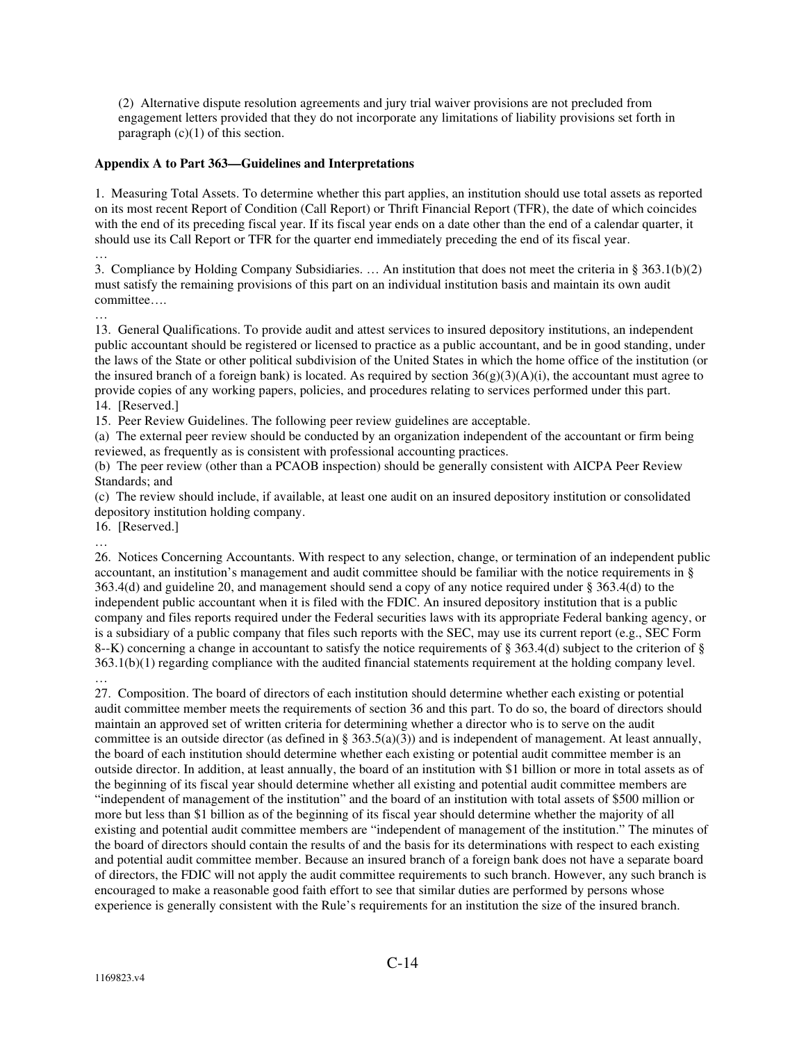(2) Alternative dispute resolution agreements and jury trial waiver provisions are not precluded from engagement letters provided that they do not incorporate any limitations of liability provisions set forth in paragraph (c)(1) of this section.

**Appendix A to Part 363—Guidelines and Interpretations**

1. Measuring Total Assets. To determine whether this part applies, an institution should use total assets as reported on its most recent Report of Condition (Call Report) or Thrift Financial Report (TFR), the date of which coincides with the end of its preceding fiscal year. If its fiscal year ends on a date other than the end of a calendar quarter, it should use its Call Report or TFR for the quarter end immediately preceding the end of its fiscal year.

…

3. Compliance by Holding Company Subsidiaries. … An institution that does not meet the criteria in § 363.1(b)(2) must satisfy the remaining provisions of this part on an individual institution basis and maintain its own audit committee….

…

13. General Qualifications. To provide audit and attest services to insured depository institutions, an independent public accountant should be registered or licensed to practice as a public accountant, and be in good standing, under the laws of the State or other political subdivision of the United States in which the home office of the institution (or the insured branch of a foreign bank) is located. As required by section 36(g)(3)(A)(i), the accountant must agree to provide copies of any working papers, policies, and procedures relating to services performed under this part.

14. [Reserved.]

15. Peer Review Guidelines. The following peer review guidelines are acceptable.

(a) The external peer review should be conducted by an organization independent of the accountant or firm being reviewed, as frequently as is consistent with professional accounting practices.

(b) The peer review (other than a PCAOB inspection) should be generally consistent with AICPA Peer Review Standards; and

(c) The review should include, if available, at least one audit on an insured depository institution or consolidated depository institution holding company.

16. [Reserved.]

…

26. Notices Concerning Accountants. With respect to any selection, change, or termination of an independent public accountant, an institution's management and audit committee should be familiar with the notice requirements in § 363.4(d) and guideline 20, and management should send a copy of any notice required under § 363.4(d) to the independent public accountant when it is filed with the FDIC. An insured depository institution that is a public company and files reports required under the Federal securities laws with its appropriate Federal banking agency, or is a subsidiary of a public company that files such reports with the SEC, may use its current report (e.g., SEC Form 8--K) concerning a change in accountant to satisfy the notice requirements of § 363.4(d) subject to the criterion of § 363.1(b)(1) regarding compliance with the audited financial statements requirement at the holding company level.

…

27. Composition. The board of directors of each institution should determine whether each existing or potential audit committee member meets the requirements of section 36 and this part. To do so, the board of directors should maintain an approved set of written criteria for determining whether a director who is to serve on the audit committee is an outside director (as defined in § 363.5(a)(3)) and is independent of management. At least annually, the board of each institution should determine whether each existing or potential audit committee member is an outside director. In addition, at least annually, the board of an institution with $1 billion or more in total assets as of the beginning of its fiscal year should determine whether all existing and potential audit committee members are "independent of management of the institution" and the board of an institution with total assets of $500 million or more but less than $1 billion as of the beginning of its fiscal year should determine whether the majority of all existing and potential audit committee members are "independent of management of the institution." The minutes of the board of directors should contain the results of and the basis for its determinations with respect to each existing and potential audit committee member. Because an insured branch of a foreign bank does not have a separate board of directors, the FDIC will not apply the audit committee requirements to such branch. However, any such branch is encouraged to make a reasonable good faith effort to see that similar duties are performed by persons whose experience is generally consistent with the Rule's requirements for an institution the size of the insured branch.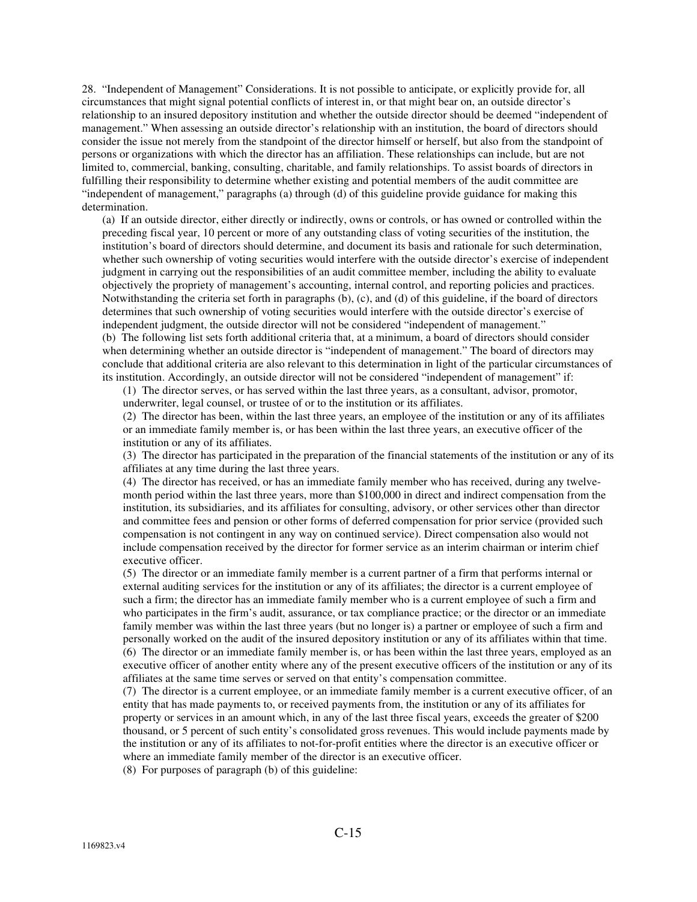28. "Independent of Management" Considerations. It is not possible to anticipate, or explicitly provide for, all circumstances that might signal potential conflicts of interest in, or that might bear on, an outside director's relationship to an insured depository institution and whether the outside director should be deemed "independent of management." When assessing an outside director's relationship with an institution, the board of directors should consider the issue not merely from the standpoint of the director himself or herself, but also from the standpoint of persons or organizations with which the director has an affiliation. These relationships can include, but are not limited to, commercial, banking, consulting, charitable, and family relationships. To assist boards of directors in fulfilling their responsibility to determine whether existing and potential members of the audit committee are "independent of management," paragraphs (a) through (d) of this guideline provide guidance for making this determination.

(a) If an outside director, either directly or indirectly, owns or controls, or has owned or controlled within the preceding fiscal year, 10 percent or more of any outstanding class of voting securities of the institution, the institution's board of directors should determine, and document its basis and rationale for such determination, whether such ownership of voting securities would interfere with the outside director's exercise of independent judgment in carrying out the responsibilities of an audit committee member, including the ability to evaluate objectively the propriety of management's accounting, internal control, and reporting policies and practices. Notwithstanding the criteria set forth in paragraphs (b), (c), and (d) of this guideline, if the board of directors determines that such ownership of voting securities would interfere with the outside director's exercise of independent judgment, the outside director will not be considered "independent of management."

(b) The following list sets forth additional criteria that, at a minimum, a board of directors should consider when determining whether an outside director is "independent of management." The board of directors may conclude that additional criteria are also relevant to this determination in light of the particular circumstances of its institution. Accordingly, an outside director will not be considered "independent of management" if:

(1) The director serves, or has served within the last three years, as a consultant, advisor, promotor, underwriter, legal counsel, or trustee of or to the institution or its affiliates.

(2) The director has been, within the last three years, an employee of the institution or any of its affiliates or an immediate family member is, or has been within the last three years, an executive officer of the institution or any of its affiliates.

(3) The director has participated in the preparation of the financial statements of the institution or any of its affiliates at any time during the last three years.

(4) The director has received, or has an immediate family member who has received, during any twelve-month period within the last three years, more than $100,000 in direct and indirect compensation from the institution, its subsidiaries, and its affiliates for consulting, advisory, or other services other than director and committee fees and pension or other forms of deferred compensation for prior service (provided such compensation is not contingent in any way on continued service). Direct compensation also would not include compensation received by the director for former service as an interim chairman or interim chief executive officer.

(5) The director or an immediate family member is a current partner of a firm that performs internal or external auditing services for the institution or any of its affiliates; the director is a current employee of such a firm; the director has an immediate family member who is a current employee of such a firm and who participates in the firm's audit, assurance, or tax compliance practice; or the director or an immediate family member was within the last three years (but no longer is) a partner or employee of such a firm and personally worked on the audit of the insured depository institution or any of its affiliates within that time.

(6) The director or an immediate family member is, or has been within the last three years, employed as an executive officer of another entity where any of the present executive officers of the institution or any of its affiliates at the same time serves or served on that entity's compensation committee.

(7) The director is a current employee, or an immediate family member is a current executive officer, of an entity that has made payments to, or received payments from, the institution or any of its affiliates for property or services in an amount which, in any of the last three fiscal years, exceeds the greater of $200 thousand, or 5 percent of such entity's consolidated gross revenues. This would include payments made by the institution or any of its affiliates to not-for-profit entities where the director is an executive officer or where an immediate family member of the director is an executive officer.

(8) For purposes of paragraph (b) of this guideline: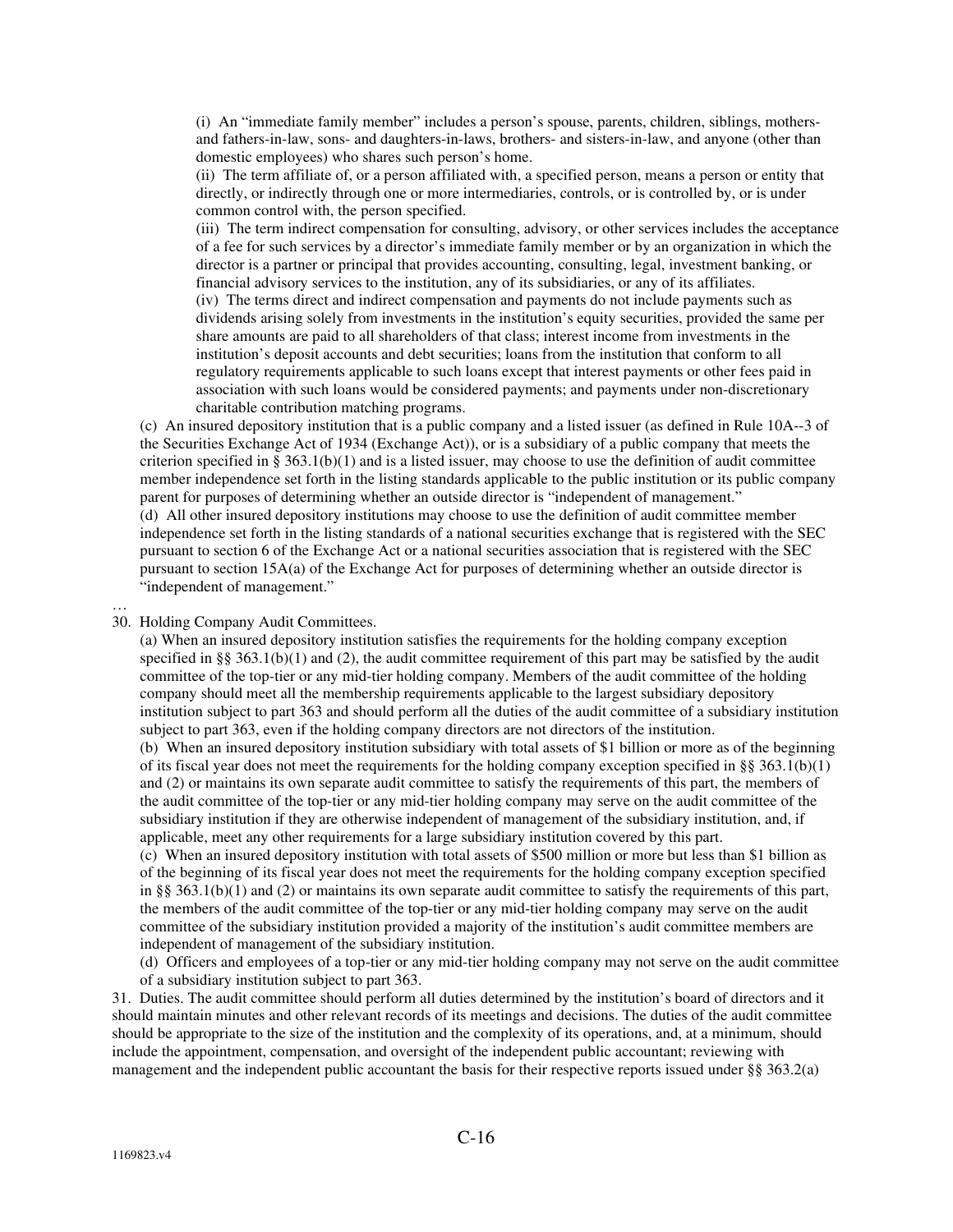(i) An "immediate family member" includes a person's spouse, parents, children, siblings, mothers- and fathers-in-law, sons- and daughters-in-laws, brothers- and sisters-in-law, and anyone (other than domestic employees) who shares such person's home.

(ii) The term affiliate of, or a person affiliated with, a specified person, means a person or entity that directly, or indirectly through one or more intermediaries, controls, or is controlled by, or is under common control with, the person specified.

(iii) The term indirect compensation for consulting, advisory, or other services includes the acceptance of a fee for such services by a director's immediate family member or by an organization in which the director is a partner or principal that provides accounting, consulting, legal, investment banking, or financial advisory services to the institution, any of its subsidiaries, or any of its affiliates.

(iv) The terms direct and indirect compensation and payments do not include payments such as dividends arising solely from investments in the institution's equity securities, provided the same per share amounts are paid to all shareholders of that class; interest income from investments in the institution's deposit accounts and debt securities; loans from the institution that conform to all regulatory requirements applicable to such loans except that interest payments or other fees paid in association with such loans would be considered payments; and payments under non-discretionary charitable contribution matching programs.

(c) An insured depository institution that is a public company and a listed issuer (as defined in Rule 10A--3 of the Securities Exchange Act of 1934 (Exchange Act)), or is a subsidiary of a public company that meets the criterion specified in § 363.1(b)(1) and is a listed issuer, may choose to use the definition of audit committee member independence set forth in the listing standards applicable to the public institution or its public company parent for purposes of determining whether an outside director is "independent of management."

(d) All other insured depository institutions may choose to use the definition of audit committee member independence set forth in the listing standards of a national securities exchange that is registered with the SEC pursuant to section 6 of the Exchange Act or a national securities association that is registered with the SEC pursuant to section 15A(a) of the Exchange Act for purposes of determining whether an outside director is "independent of management."

…

30. Holding Company Audit Committees.

(a) When an insured depository institution satisfies the requirements for the holding company exception specified in §§ 363.1(b)(1) and (2), the audit committee requirement of this part may be satisfied by the audit committee of the top-tier or any mid-tier holding company. Members of the audit committee of the holding company should meet all the membership requirements applicable to the largest subsidiary depository institution subject to part 363 and should perform all the duties of the audit committee of a subsidiary institution subject to part 363, even if the holding company directors are not directors of the institution.

(b) When an insured depository institution subsidiary with total assets of $1 billion or more as of the beginning of its fiscal year does not meet the requirements for the holding company exception specified in §§ 363.1(b)(1) and (2) or maintains its own separate audit committee to satisfy the requirements of this part, the members of the audit committee of the top-tier or any mid-tier holding company may serve on the audit committee of the subsidiary institution if they are otherwise independent of management of the subsidiary institution, and, if applicable, meet any other requirements for a large subsidiary institution covered by this part.

(c) When an insured depository institution with total assets of $500 million or more but less than $1 billion as of the beginning of its fiscal year does not meet the requirements for the holding company exception specified in §§ 363.1(b)(1) and (2) or maintains its own separate audit committee to satisfy the requirements of this part, the members of the audit committee of the top-tier or any mid-tier holding company may serve on the audit committee of the subsidiary institution provided a majority of the institution's audit committee members are independent of management of the subsidiary institution.

(d) Officers and employees of a top-tier or any mid-tier holding company may not serve on the audit committee of a subsidiary institution subject to part 363.

31. Duties. The audit committee should perform all duties determined by the institution's board of directors and it should maintain minutes and other relevant records of its meetings and decisions. The duties of the audit committee should be appropriate to the size of the institution and the complexity of its operations, and, at a minimum, should include the appointment, compensation, and oversight of the independent public accountant; reviewing with management and the independent public accountant the basis for their respective reports issued under §§ 363.2(a)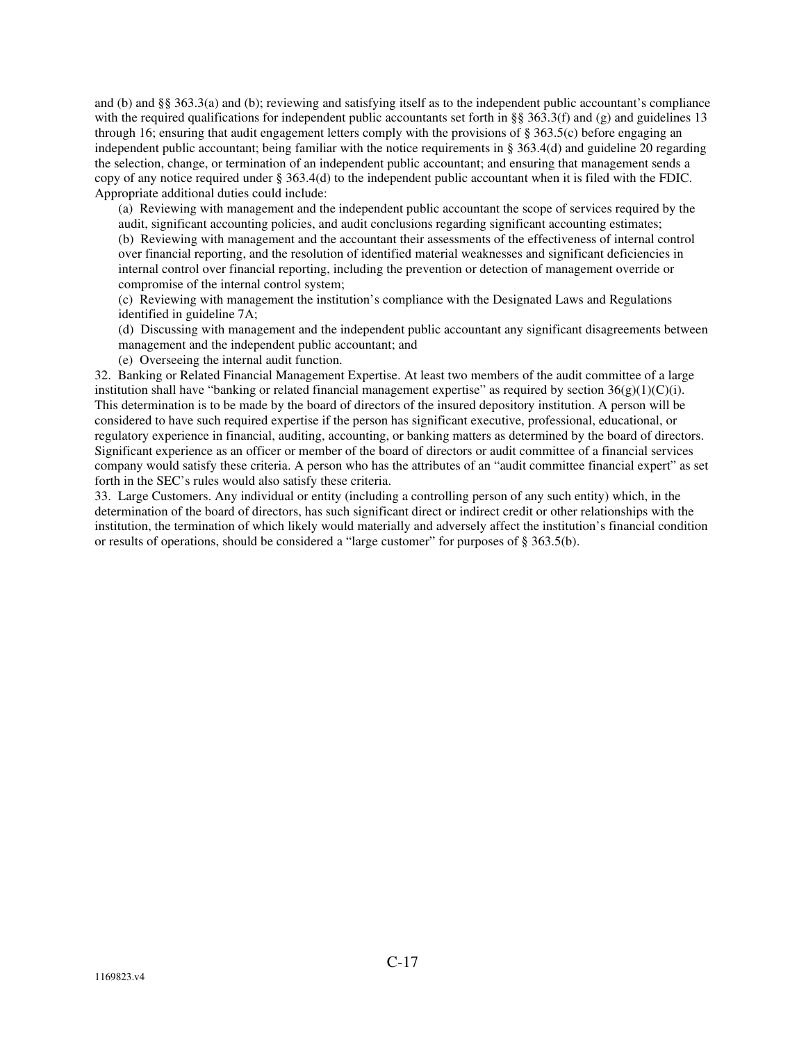and (b) and §§ 363.3(a) and (b); reviewing and satisfying itself as to the independent public accountant's compliance with the required qualifications for independent public accountants set forth in §§ 363.3(f) and (g) and guidelines 13 through 16; ensuring that audit engagement letters comply with the provisions of § 363.5(c) before engaging an independent public accountant; being familiar with the notice requirements in § 363.4(d) and guideline 20 regarding the selection, change, or termination of an independent public accountant; and ensuring that management sends a copy of any notice required under § 363.4(d) to the independent public accountant when it is filed with the FDIC. Appropriate additional duties could include:

(a) Reviewing with management and the independent public accountant the scope of services required by the audit, significant accounting policies, and audit conclusions regarding significant accounting estimates;

(b) Reviewing with management and the accountant their assessments of the effectiveness of internal control over financial reporting, and the resolution of identified material weaknesses and significant deficiencies in internal control over financial reporting, including the prevention or detection of management override or compromise of the internal control system;

(c) Reviewing with management the institution's compliance with the Designated Laws and Regulations identified in guideline 7A;

(d) Discussing with management and the independent public accountant any significant disagreements between management and the independent public accountant; and

(e) Overseeing the internal audit function.

32. Banking or Related Financial Management Expertise. At least two members of the audit committee of a large institution shall have "banking or related financial management expertise" as required by section 36(g)(1)(C)(i). This determination is to be made by the board of directors of the insured depository institution. A person will be considered to have such required expertise if the person has significant executive, professional, educational, or regulatory experience in financial, auditing, accounting, or banking matters as determined by the board of directors. Significant experience as an officer or member of the board of directors or audit committee of a financial services company would satisfy these criteria. A person who has the attributes of an "audit committee financial expert" as set forth in the SEC's rules would also satisfy these criteria.

33. Large Customers. Any individual or entity (including a controlling person of any such entity) which, in the determination of the board of directors, has such significant direct or indirect credit or other relationships with the institution, the termination of which likely would materially and adversely affect the institution's financial condition or results of operations, should be considered a "large customer" for purposes of § 363.5(b).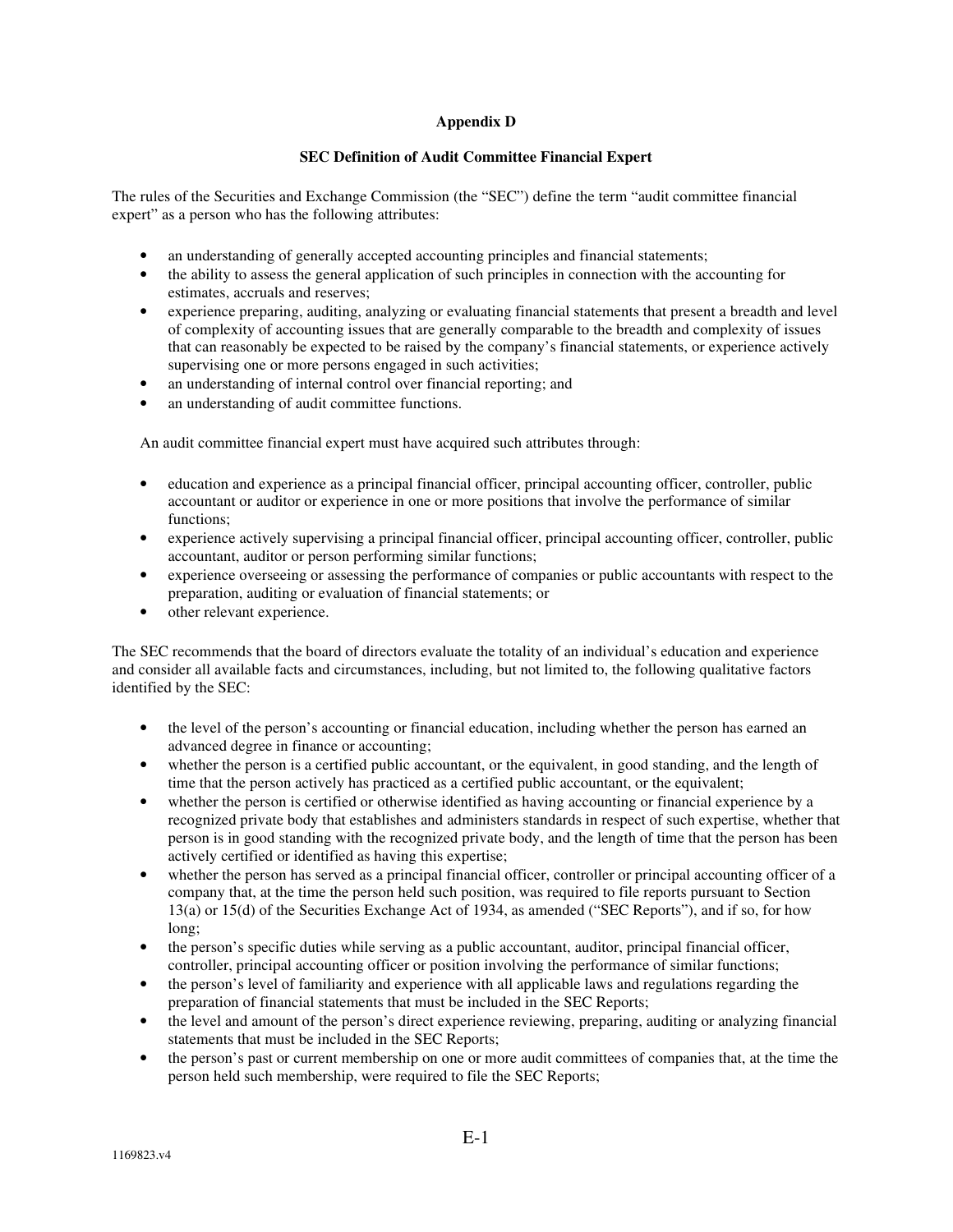## Appendix D

### SEC Definition of Audit Committee Financial Expert

The rules of the Securities and Exchange Commission (the "SEC") define the term "audit committee financial expert" as a person who has the following attributes:

- an understanding of generally accepted accounting principles and financial statements;
- the ability to assess the general application of such principles in connection with the accounting for estimates, accruals and reserves;
- experience preparing, auditing, analyzing or evaluating financial statements that present a breadth and level of complexity of accounting issues that are generally comparable to the breadth and complexity of issues that can reasonably be expected to be raised by the company's financial statements, or experience actively supervising one or more persons engaged in such activities;
- an understanding of internal control over financial reporting; and
- an understanding of audit committee functions.

An audit committee financial expert must have acquired such attributes through:

- education and experience as a principal financial officer, principal accounting officer, controller, public accountant or auditor or experience in one or more positions that involve the performance of similar functions;
- experience actively supervising a principal financial officer, principal accounting officer, controller, public accountant, auditor or person performing similar functions;
- experience overseeing or assessing the performance of companies or public accountants with respect to the preparation, auditing or evaluation of financial statements; or
- other relevant experience.

The SEC recommends that the board of directors evaluate the totality of an individual's education and experience and consider all available facts and circumstances, including, but not limited to, the following qualitative factors identified by the SEC:

- the level of the person's accounting or financial education, including whether the person has earned an advanced degree in finance or accounting;
- whether the person is a certified public accountant, or the equivalent, in good standing, and the length of time that the person actively has practiced as a certified public accountant, or the equivalent;
- whether the person is certified or otherwise identified as having accounting or financial experience by a recognized private body that establishes and administers standards in respect of such expertise, whether that person is in good standing with the recognized private body, and the length of time that the person has been actively certified or identified as having this expertise;
- whether the person has served as a principal financial officer, controller or principal accounting officer of a company that, at the time the person held such position, was required to file reports pursuant to Section 13(a) or 15(d) of the Securities Exchange Act of 1934, as amended ("SEC Reports"), and if so, for how long;
- the person's specific duties while serving as a public accountant, auditor, principal financial officer, controller, principal accounting officer or position involving the performance of similar functions;
- the person's level of familiarity and experience with all applicable laws and regulations regarding the preparation of financial statements that must be included in the SEC Reports;
- the level and amount of the person's direct experience reviewing, preparing, auditing or analyzing financial statements that must be included in the SEC Reports;
- the person's past or current membership on one or more audit committees of companies that, at the time the person held such membership, were required to file the SEC Reports;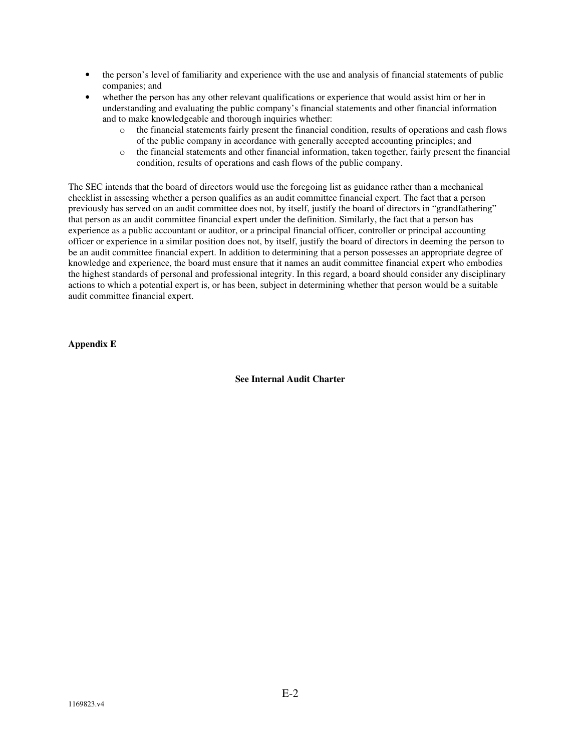- the person's level of familiarity and experience with the use and analysis of financial statements of public companies; and
- whether the person has any other relevant qualifications or experience that would assist him or her in understanding and evaluating the public company's financial statements and other financial information and to make knowledgeable and thorough inquiries whether:
    - the financial statements fairly present the financial condition, results of operations and cash flows of the public company in accordance with generally accepted accounting principles; and
    - the financial statements and other financial information, taken together, fairly present the financial condition, results of operations and cash flows of the public company.

The SEC intends that the board of directors would use the foregoing list as guidance rather than a mechanical checklist in assessing whether a person qualifies as an audit committee financial expert. The fact that a person previously has served on an audit committee does not, by itself, justify the board of directors in "grandfathering" that person as an audit committee financial expert under the definition. Similarly, the fact that a person has experience as a public accountant or auditor, or a principal financial officer, controller or principal accounting officer or experience in a similar position does not, by itself, justify the board of directors in deeming the person to be an audit committee financial expert. In addition to determining that a person possesses an appropriate degree of knowledge and experience, the board must ensure that it names an audit committee financial expert who embodies the highest standards of personal and professional integrity. In this regard, a board should consider any disciplinary actions to which a potential expert is, or has been, subject in determining whether that person would be a suitable audit committee financial expert.

**Appendix E**

**See Internal Audit Charter**